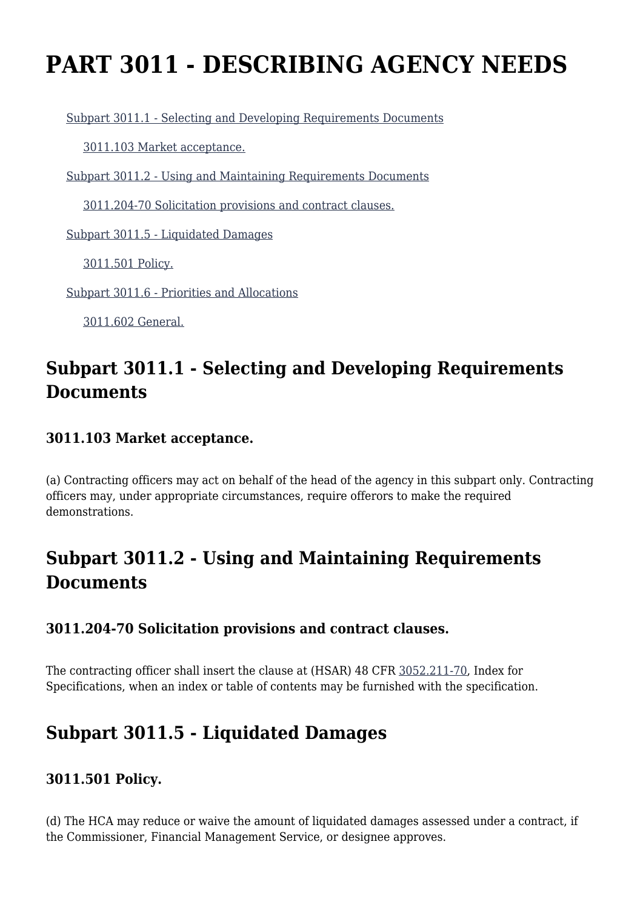# PART 3011 - DESCRIBING AGENCY NEEDS

- Subpart 3011.1 - Selecting and Developing Requirements Documents
  - 3011.103 Market acceptance.
- Subpart 3011.2 - Using and Maintaining Requirements Documents
  - 3011.204-70 Solicitation provisions and contract clauses.
- Subpart 3011.5 - Liquidated Damages
  - 3011.501 Policy.
- Subpart 3011.6 - Priorities and Allocations
  - 3011.602 General.

## Subpart 3011.1 - Selecting and Developing Requirements Documents

### 3011.103 Market acceptance.

(a) Contracting officers may act on behalf of the head of the agency in this subpart only. Contracting officers may, under appropriate circumstances, require offerors to make the required demonstrations.

## Subpart 3011.2 - Using and Maintaining Requirements Documents

### 3011.204-70 Solicitation provisions and contract clauses.

The contracting officer shall insert the clause at (HSAR) 48 CFR 3052.211-70, Index for Specifications, when an index or table of contents may be furnished with the specification.

## Subpart 3011.5 - Liquidated Damages

### 3011.501 Policy.

(d) The HCA may reduce or waive the amount of liquidated damages assessed under a contract, if the Commissioner, Financial Management Service, or designee approves.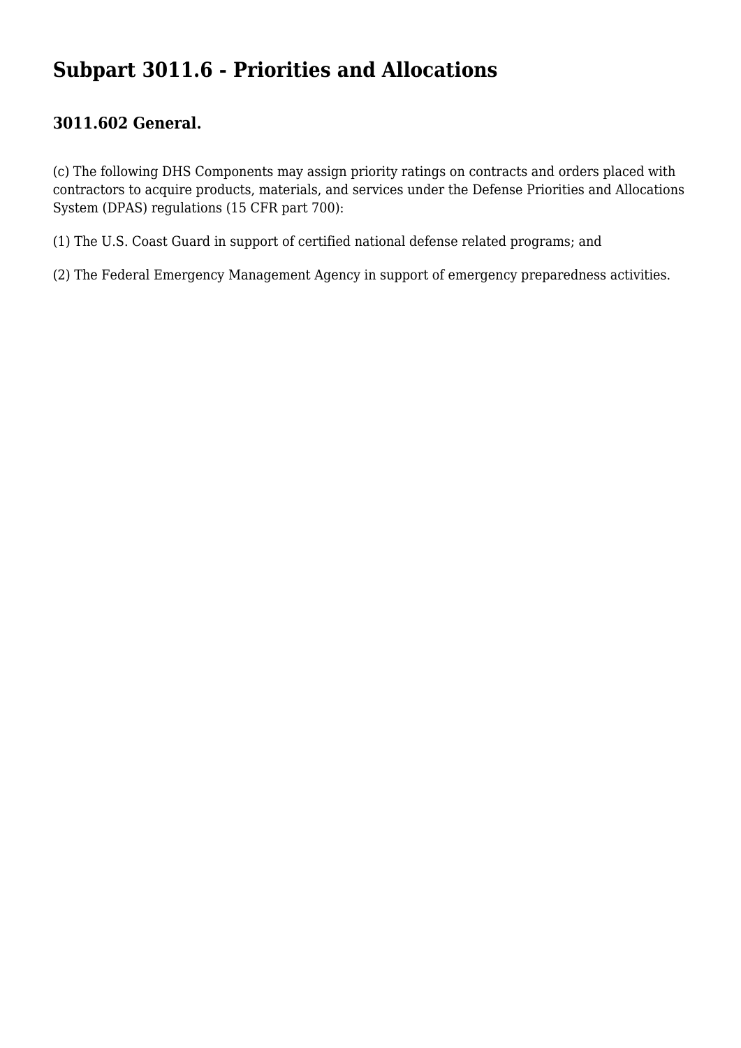# Subpart 3011.6 - Priorities and Allocations

## 3011.602 General.

(c) The following DHS Components may assign priority ratings on contracts and orders placed with contractors to acquire products, materials, and services under the Defense Priorities and Allocations System (DPAS) regulations (15 CFR part 700):

(1) The U.S. Coast Guard in support of certified national defense related programs; and

(2) The Federal Emergency Management Agency in support of emergency preparedness activities.